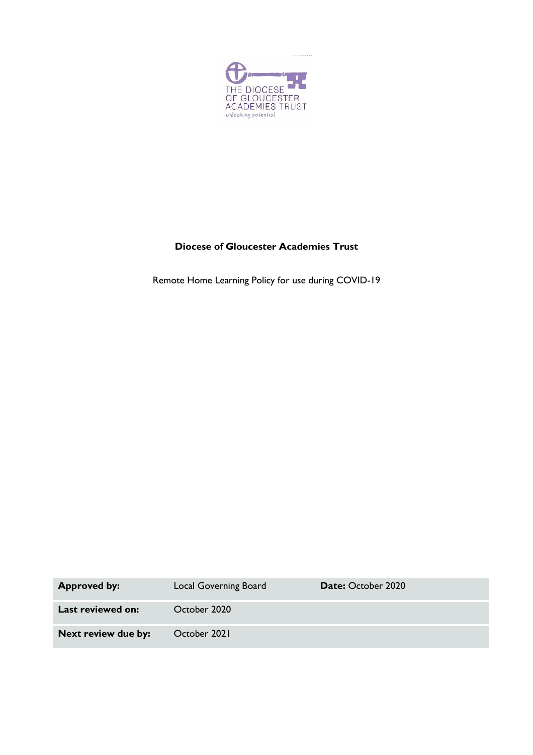THE DIOCESE OF GLOUCESTER ACADEMIES TRUST

unlocking potential

# Diocese of Gloucester Academies Trust

Remote Home Learning Policy for use during COVID-19

| | | |
|---|---|---|
| **Approved by:** | Local Governing Board | **Date:** October 2020 |
| **Last reviewed on:** | October 2020 | |
| **Next review due by:** | October 2021 | |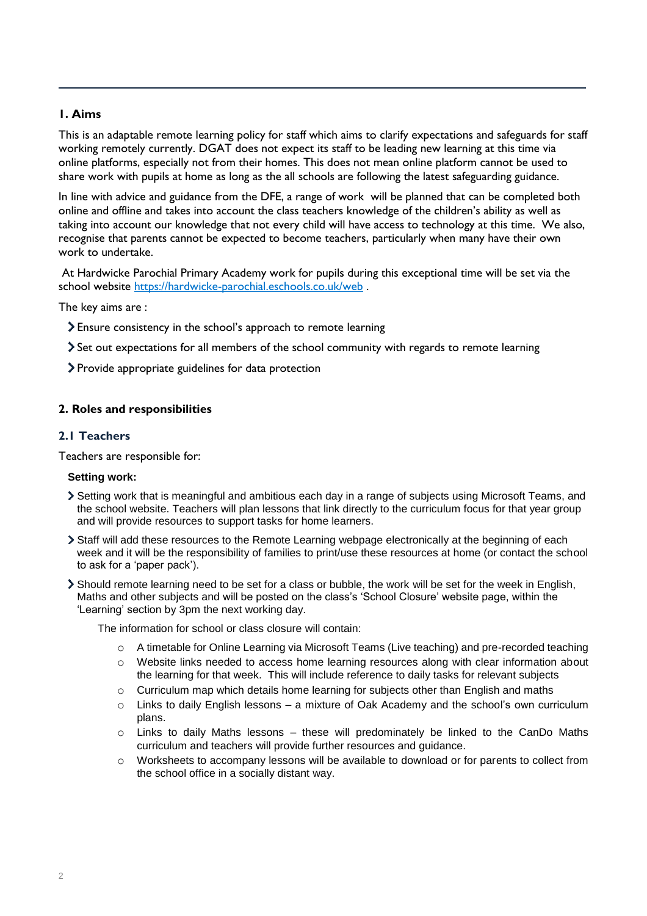## 1. Aims

This is an adaptable remote learning policy for staff which aims to clarify expectations and safeguards for staff working remotely currently. DGAT does not expect its staff to be leading new learning at this time via online platforms, especially not from their homes. This does not mean online platform cannot be used to share work with pupils at home as long as the all schools are following the latest safeguarding guidance.

In line with advice and guidance from the DFE, a range of work will be planned that can be completed both online and offline and takes into account the class teachers knowledge of the children's ability as well as taking into account our knowledge that not every child will have access to technology at this time. We also, recognise that parents cannot be expected to become teachers, particularly when many have their own work to undertake.

At Hardwicke Parochial Primary Academy work for pupils during this exceptional time will be set via the school website [https://hardwicke-parochial.eschools.co.uk/web](https://hardwicke-parochial.eschools.co.uk/web) .

The key aims are :

- Ensure consistency in the school's approach to remote learning
- Set out expectations for all members of the school community with regards to remote learning
- Provide appropriate guidelines for data protection

## 2. Roles and responsibilities

### 2.1 Teachers

Teachers are responsible for:

**Setting work:**

- Setting work that is meaningful and ambitious each day in a range of subjects using Microsoft Teams, and the school website. Teachers will plan lessons that link directly to the curriculum focus for that year group and will provide resources to support tasks for home learners.
- Staff will add these resources to the Remote Learning webpage electronically at the beginning of each week and it will be the responsibility of families to print/use these resources at home (or contact the school to ask for a 'paper pack').
- Should remote learning need to be set for a class or bubble, the work will be set for the week in English, Maths and other subjects and will be posted on the class's 'School Closure' website page, within the 'Learning' section by 3pm the next working day.

  The information for school or class closure will contain:

  - A timetable for Online Learning via Microsoft Teams (Live teaching) and pre-recorded teaching
  - Website links needed to access home learning resources along with clear information about the learning for that week. This will include reference to daily tasks for relevant subjects
  - Curriculum map which details home learning for subjects other than English and maths
  - Links to daily English lessons – a mixture of Oak Academy and the school's own curriculum plans.
  - Links to daily Maths lessons – these will predominately be linked to the CanDo Maths curriculum and teachers will provide further resources and guidance.
  - Worksheets to accompany lessons will be available to download or for parents to collect from the school office in a socially distant way.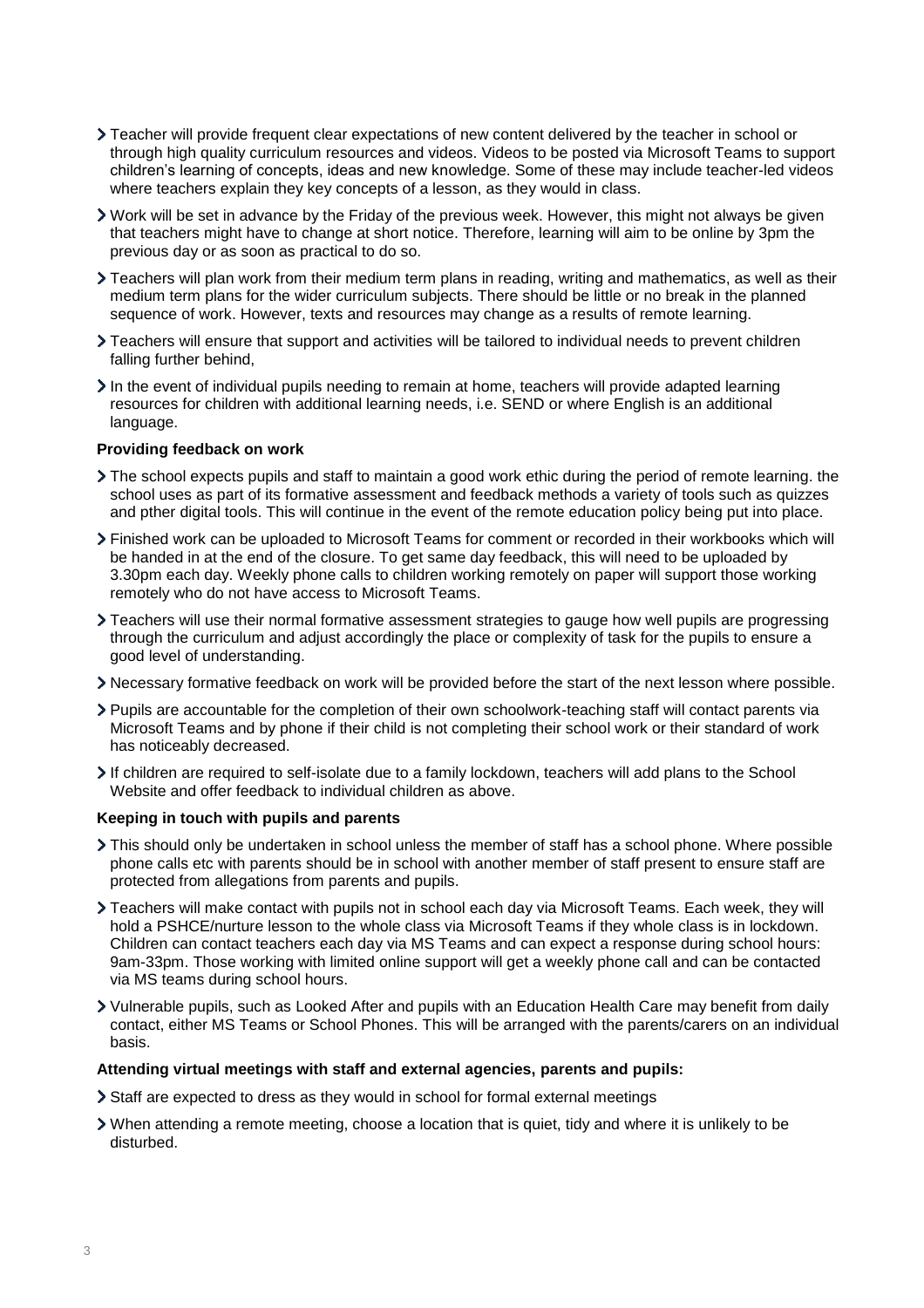- Teacher will provide frequent clear expectations of new content delivered by the teacher in school or through high quality curriculum resources and videos. Videos to be posted via Microsoft Teams to support children's learning of concepts, ideas and new knowledge. Some of these may include teacher-led videos where teachers explain they key concepts of a lesson, as they would in class.
- Work will be set in advance by the Friday of the previous week. However, this might not always be given that teachers might have to change at short notice. Therefore, learning will aim to be online by 3pm the previous day or as soon as practical to do so.
- Teachers will plan work from their medium term plans in reading, writing and mathematics, as well as their medium term plans for the wider curriculum subjects. There should be little or no break in the planned sequence of work. However, texts and resources may change as a results of remote learning.
- Teachers will ensure that support and activities will be tailored to individual needs to prevent children falling further behind,
- In the event of individual pupils needing to remain at home, teachers will provide adapted learning resources for children with additional learning needs, i.e. SEND or where English is an additional language.

**Providing feedback on work**

- The school expects pupils and staff to maintain a good work ethic during the period of remote learning. the school uses as part of its formative assessment and feedback methods a variety of tools such as quizzes and pther digital tools. This will continue in the event of the remote education policy being put into place.
- Finished work can be uploaded to Microsoft Teams for comment or recorded in their workbooks which will be handed in at the end of the closure. To get same day feedback, this will need to be uploaded by 3.30pm each day. Weekly phone calls to children working remotely on paper will support those working remotely who do not have access to Microsoft Teams.
- Teachers will use their normal formative assessment strategies to gauge how well pupils are progressing through the curriculum and adjust accordingly the place or complexity of task for the pupils to ensure a good level of understanding.
- Necessary formative feedback on work will be provided before the start of the next lesson where possible.
- Pupils are accountable for the completion of their own schoolwork-teaching staff will contact parents via Microsoft Teams and by phone if their child is not completing their school work or their standard of work has noticeably decreased.
- If children are required to self-isolate due to a family lockdown, teachers will add plans to the School Website and offer feedback to individual children as above.

**Keeping in touch with pupils and parents**

- This should only be undertaken in school unless the member of staff has a school phone. Where possible phone calls etc with parents should be in school with another member of staff present to ensure staff are protected from allegations from parents and pupils.
- Teachers will make contact with pupils not in school each day via Microsoft Teams. Each week, they will hold a PSHCE/nurture lesson to the whole class via Microsoft Teams if they whole class is in lockdown. Children can contact teachers each day via MS Teams and can expect a response during school hours: 9am-33pm. Those working with limited online support will get a weekly phone call and can be contacted via MS teams during school hours.
- Vulnerable pupils, such as Looked After and pupils with an Education Health Care may benefit from daily contact, either MS Teams or School Phones. This will be arranged with the parents/carers on an individual basis.

**Attending virtual meetings with staff and external agencies, parents and pupils:**

- Staff are expected to dress as they would in school for formal external meetings
- When attending a remote meeting, choose a location that is quiet, tidy and where it is unlikely to be disturbed.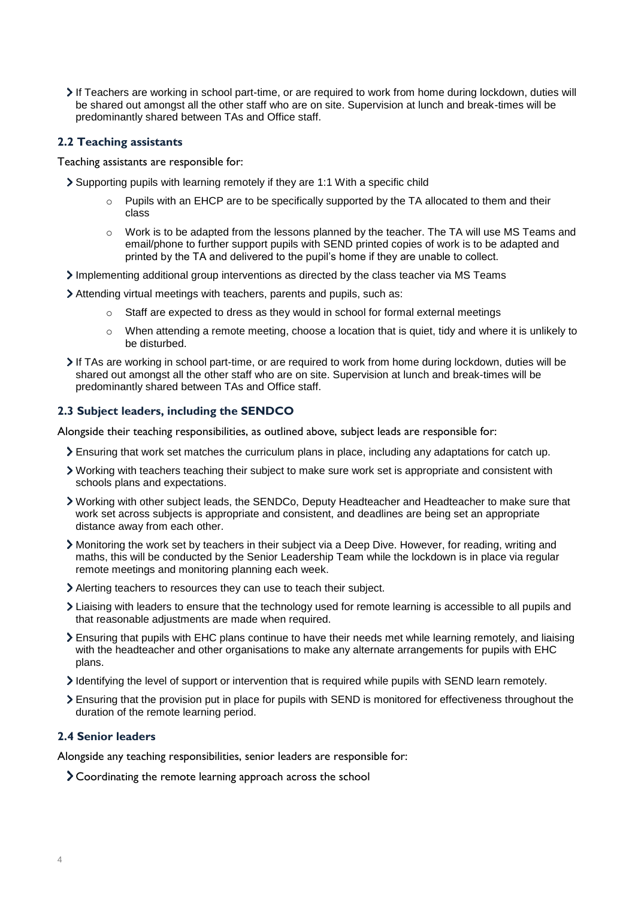- If Teachers are working in school part-time, or are required to work from home during lockdown, duties will be shared out amongst all the other staff who are on site. Supervision at lunch and break-times will be predominantly shared between TAs and Office staff.

### 2.2 Teaching assistants

Teaching assistants are responsible for:

- Supporting pupils with learning remotely if they are 1:1 With a specific child
  - Pupils with an EHCP are to be specifically supported by the TA allocated to them and their class
  - Work is to be adapted from the lessons planned by the teacher. The TA will use MS Teams and email/phone to further support pupils with SEND printed copies of work is to be adapted and printed by the TA and delivered to the pupil's home if they are unable to collect.
- Implementing additional group interventions as directed by the class teacher via MS Teams
- Attending virtual meetings with teachers, parents and pupils, such as:
  - Staff are expected to dress as they would in school for formal external meetings
  - When attending a remote meeting, choose a location that is quiet, tidy and where it is unlikely to be disturbed.
- If TAs are working in school part-time, or are required to work from home during lockdown, duties will be shared out amongst all the other staff who are on site. Supervision at lunch and break-times will be predominantly shared between TAs and Office staff.

### 2.3 Subject leaders, including the SENDCO

Alongside their teaching responsibilities, as outlined above, subject leads are responsible for:

- Ensuring that work set matches the curriculum plans in place, including any adaptations for catch up.
- Working with teachers teaching their subject to make sure work set is appropriate and consistent with schools plans and expectations.
- Working with other subject leads, the SENDCo, Deputy Headteacher and Headteacher to make sure that work set across subjects is appropriate and consistent, and deadlines are being set an appropriate distance away from each other.
- Monitoring the work set by teachers in their subject via a Deep Dive. However, for reading, writing and maths, this will be conducted by the Senior Leadership Team while the lockdown is in place via regular remote meetings and monitoring planning each week.
- Alerting teachers to resources they can use to teach their subject.
- Liaising with leaders to ensure that the technology used for remote learning is accessible to all pupils and that reasonable adjustments are made when required.
- Ensuring that pupils with EHC plans continue to have their needs met while learning remotely, and liaising with the headteacher and other organisations to make any alternate arrangements for pupils with EHC plans.
- Identifying the level of support or intervention that is required while pupils with SEND learn remotely.
- Ensuring that the provision put in place for pupils with SEND is monitored for effectiveness throughout the duration of the remote learning period.

### 2.4 Senior leaders

Alongside any teaching responsibilities, senior leaders are responsible for:

- Coordinating the remote learning approach across the school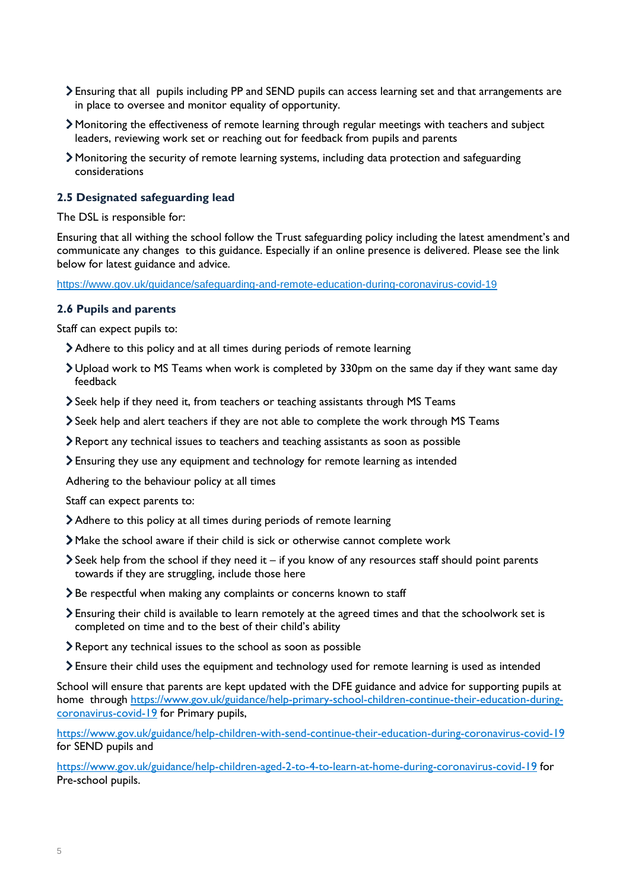- Ensuring that all  pupils including PP and SEND pupils can access learning set and that arrangements are in place to oversee and monitor equality of opportunity.
- Monitoring the effectiveness of remote learning through regular meetings with teachers and subject leaders, reviewing work set or reaching out for feedback from pupils and parents
- Monitoring the security of remote learning systems, including data protection and safeguarding considerations

### 2.5 Designated safeguarding lead

The DSL is responsible for:

Ensuring that all withing the school follow the Trust safeguarding policy including the latest amendment's and communicate any changes  to this guidance. Especially if an online presence is delivered. Please see the link below for latest guidance and advice.

https://www.gov.uk/guidance/safeguarding-and-remote-education-during-coronavirus-covid-19

### 2.6 Pupils and parents

Staff can expect pupils to:

- Adhere to this policy and at all times during periods of remote learning
- Upload work to MS Teams when work is completed by 330pm on the same day if they want same day feedback
- Seek help if they need it, from teachers or teaching assistants through MS Teams
- Seek help and alert teachers if they are not able to complete the work through MS Teams
- Report any technical issues to teachers and teaching assistants as soon as possible
- Ensuring they use any equipment and technology for remote learning as intended

Adhering to the behaviour policy at all times

Staff can expect parents to:

- Adhere to this policy at all times during periods of remote learning
- Make the school aware if their child is sick or otherwise cannot complete work
- Seek help from the school if they need it – if you know of any resources staff should point parents towards if they are struggling, include those here
- Be respectful when making any complaints or concerns known to staff
- Ensuring their child is available to learn remotely at the agreed times and that the schoolwork set is completed on time and to the best of their child's ability
- Report any technical issues to the school as soon as possible
- Ensure their child uses the equipment and technology used for remote learning is used as intended

School will ensure that parents are kept updated with the DFE guidance and advice for supporting pupils at home  through https://www.gov.uk/guidance/help-primary-school-children-continue-their-education-during-coronavirus-covid-19 for Primary pupils,

https://www.gov.uk/guidance/help-children-with-send-continue-their-education-during-coronavirus-covid-19 for SEND pupils and

https://www.gov.uk/guidance/help-children-aged-2-to-4-to-learn-at-home-during-coronavirus-covid-19 for Pre-school pupils.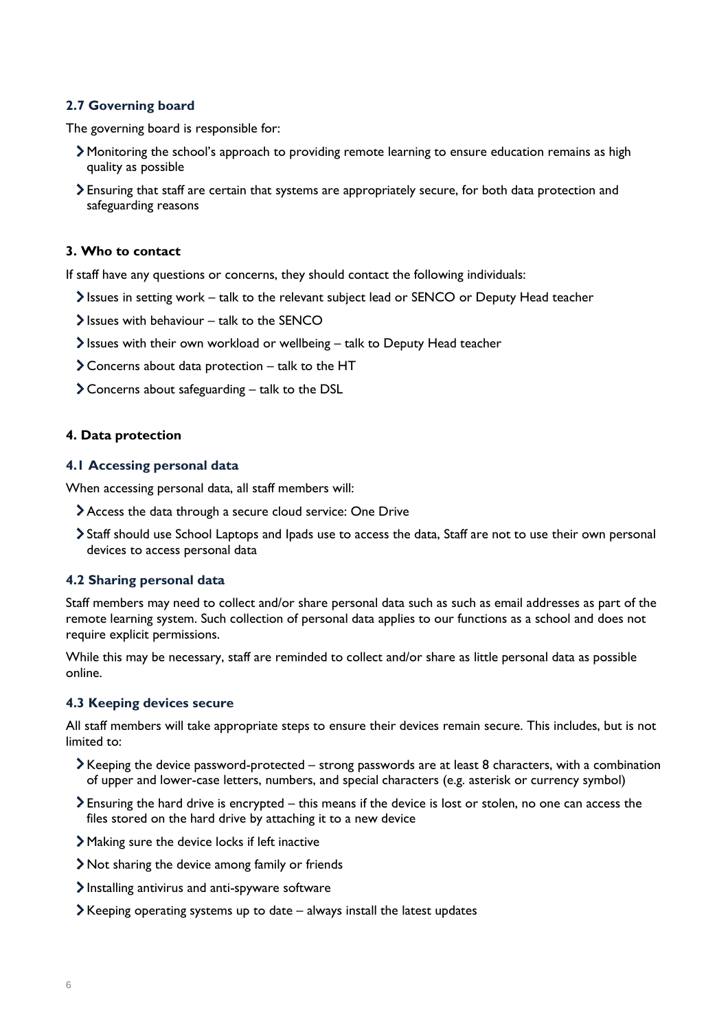### 2.7 Governing board

The governing board is responsible for:

- Monitoring the school's approach to providing remote learning to ensure education remains as high quality as possible
- Ensuring that staff are certain that systems are appropriately secure, for both data protection and safeguarding reasons

## 3. Who to contact

If staff have any questions or concerns, they should contact the following individuals:

- Issues in setting work – talk to the relevant subject lead or SENCO or Deputy Head teacher
- Issues with behaviour – talk to the SENCO
- Issues with their own workload or wellbeing – talk to Deputy Head teacher
- Concerns about data protection – talk to the HT
- Concerns about safeguarding – talk to the DSL

## 4. Data protection

### 4.1 Accessing personal data

When accessing personal data, all staff members will:

- Access the data through a secure cloud service: One Drive
- Staff should use School Laptops and Ipads use to access the data, Staff are not to use their own personal devices to access personal data

### 4.2 Sharing personal data

Staff members may need to collect and/or share personal data such as such as email addresses as part of the remote learning system. Such collection of personal data applies to our functions as a school and does not require explicit permissions.

While this may be necessary, staff are reminded to collect and/or share as little personal data as possible online.

### 4.3 Keeping devices secure

All staff members will take appropriate steps to ensure their devices remain secure. This includes, but is not limited to:

- Keeping the device password-protected – strong passwords are at least 8 characters, with a combination of upper and lower-case letters, numbers, and special characters (e.g. asterisk or currency symbol)
- Ensuring the hard drive is encrypted – this means if the device is lost or stolen, no one can access the files stored on the hard drive by attaching it to a new device
- Making sure the device locks if left inactive
- Not sharing the device among family or friends
- Installing antivirus and anti-spyware software
- Keeping operating systems up to date – always install the latest updates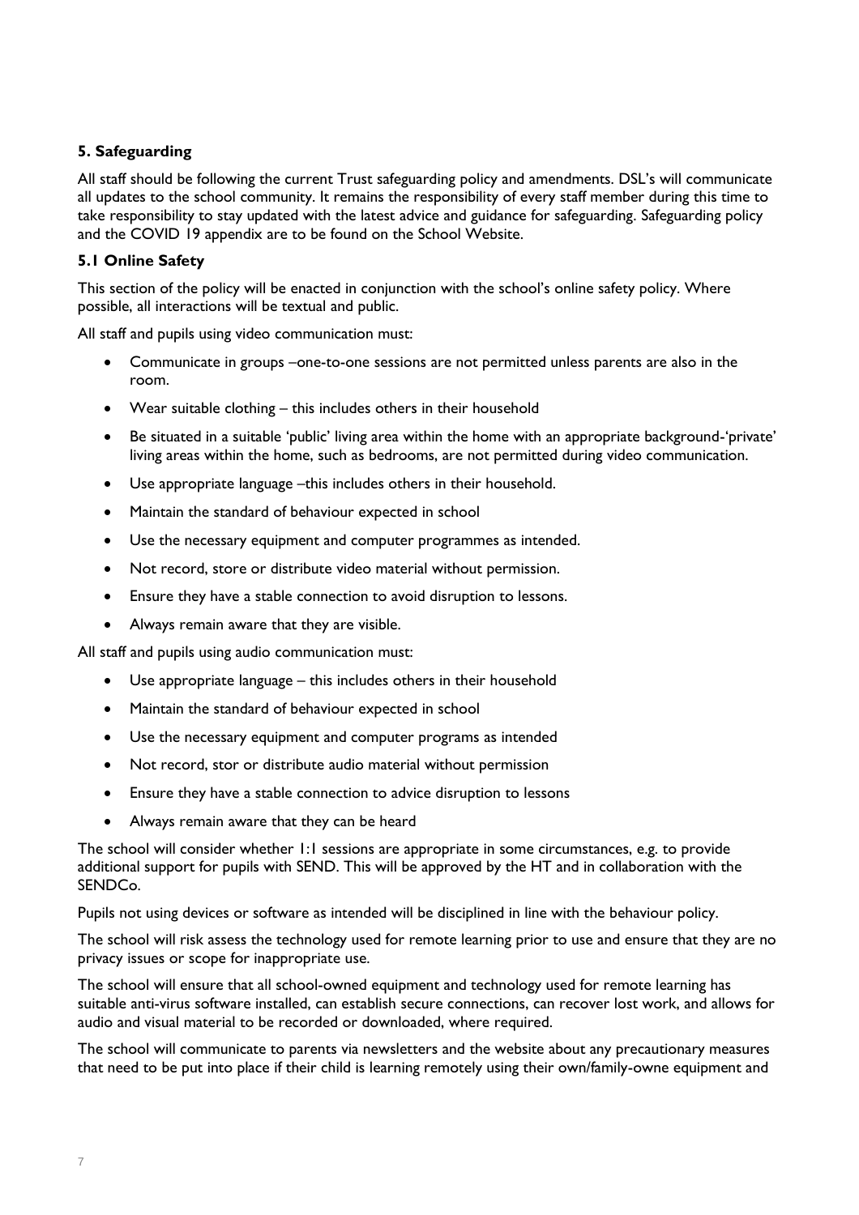### 5. Safeguarding

All staff should be following the current Trust safeguarding policy and amendments. DSL's will communicate all updates to the school community. It remains the responsibility of every staff member during this time to take responsibility to stay updated with the latest advice and guidance for safeguarding. Safeguarding policy and the COVID 19 appendix are to be found on the School Website.

#### 5.1 Online Safety

This section of the policy will be enacted in conjunction with the school's online safety policy. Where possible, all interactions will be textual and public.

All staff and pupils using video communication must:

- Communicate in groups –one-to-one sessions are not permitted unless parents are also in the room.
- Wear suitable clothing – this includes others in their household
- Be situated in a suitable 'public' living area within the home with an appropriate background-'private' living areas within the home, such as bedrooms, are not permitted during video communication.
- Use appropriate language –this includes others in their household.
- Maintain the standard of behaviour expected in school
- Use the necessary equipment and computer programmes as intended.
- Not record, store or distribute video material without permission.
- Ensure they have a stable connection to avoid disruption to lessons.
- Always remain aware that they are visible.

All staff and pupils using audio communication must:

- Use appropriate language – this includes others in their household
- Maintain the standard of behaviour expected in school
- Use the necessary equipment and computer programs as intended
- Not record, stor or distribute audio material without permission
- Ensure they have a stable connection to advice disruption to lessons
- Always remain aware that they can be heard

The school will consider whether 1:1 sessions are appropriate in some circumstances, e.g. to provide additional support for pupils with SEND. This will be approved by the HT and in collaboration with the SENDCo.

Pupils not using devices or software as intended will be disciplined in line with the behaviour policy.

The school will risk assess the technology used for remote learning prior to use and ensure that they are no privacy issues or scope for inappropriate use.

The school will ensure that all school-owned equipment and technology used for remote learning has suitable anti-virus software installed, can establish secure connections, can recover lost work, and allows for audio and visual material to be recorded or downloaded, where required.

The school will communicate to parents via newsletters and the website about any precautionary measures that need to be put into place if their child is learning remotely using their own/family-owne equipment and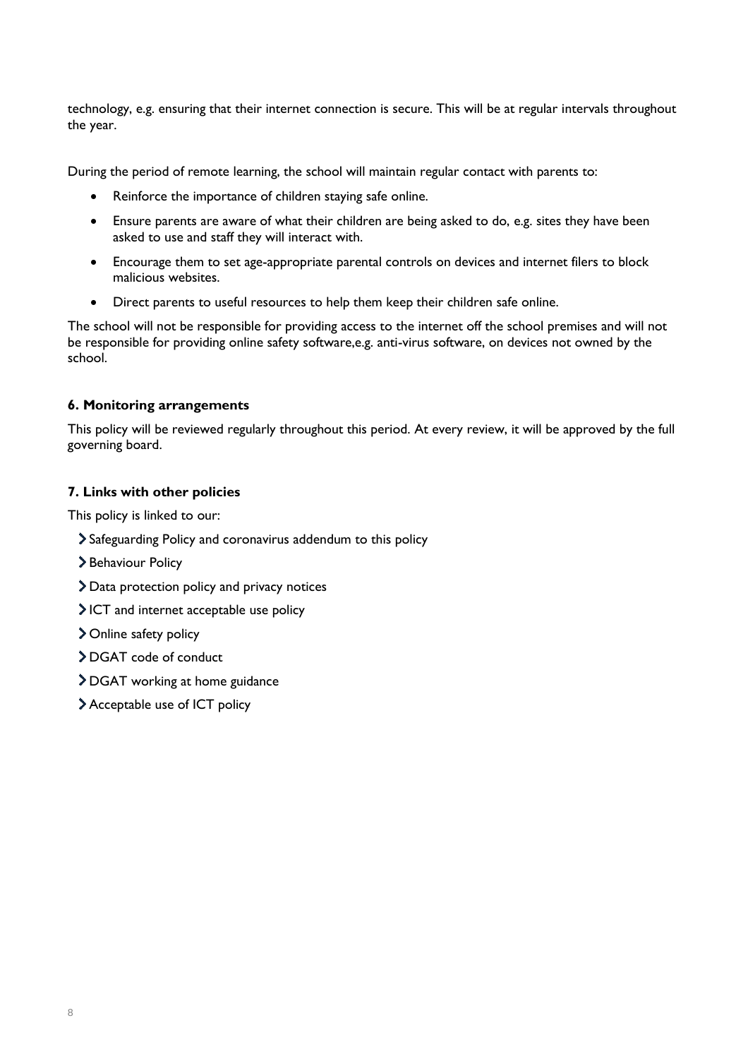technology, e.g. ensuring that their internet connection is secure. This will be at regular intervals throughout the year.

During the period of remote learning, the school will maintain regular contact with parents to:

- Reinforce the importance of children staying safe online.
- Ensure parents are aware of what their children are being asked to do, e.g. sites they have been asked to use and staff they will interact with.
- Encourage them to set age-appropriate parental controls on devices and internet filers to block malicious websites.
- Direct parents to useful resources to help them keep their children safe online.

The school will not be responsible for providing access to the internet off the school premises and will not be responsible for providing online safety software,e.g. anti-virus software, on devices not owned by the school.

### 6. Monitoring arrangements

This policy will be reviewed regularly throughout this period. At every review, it will be approved by the full governing board.

### 7. Links with other policies

This policy is linked to our:

- Safeguarding Policy and coronavirus addendum to this policy
- Behaviour Policy
- Data protection policy and privacy notices
- ICT and internet acceptable use policy
- Online safety policy
- DGAT code of conduct
- DGAT working at home guidance
- Acceptable use of ICT policy